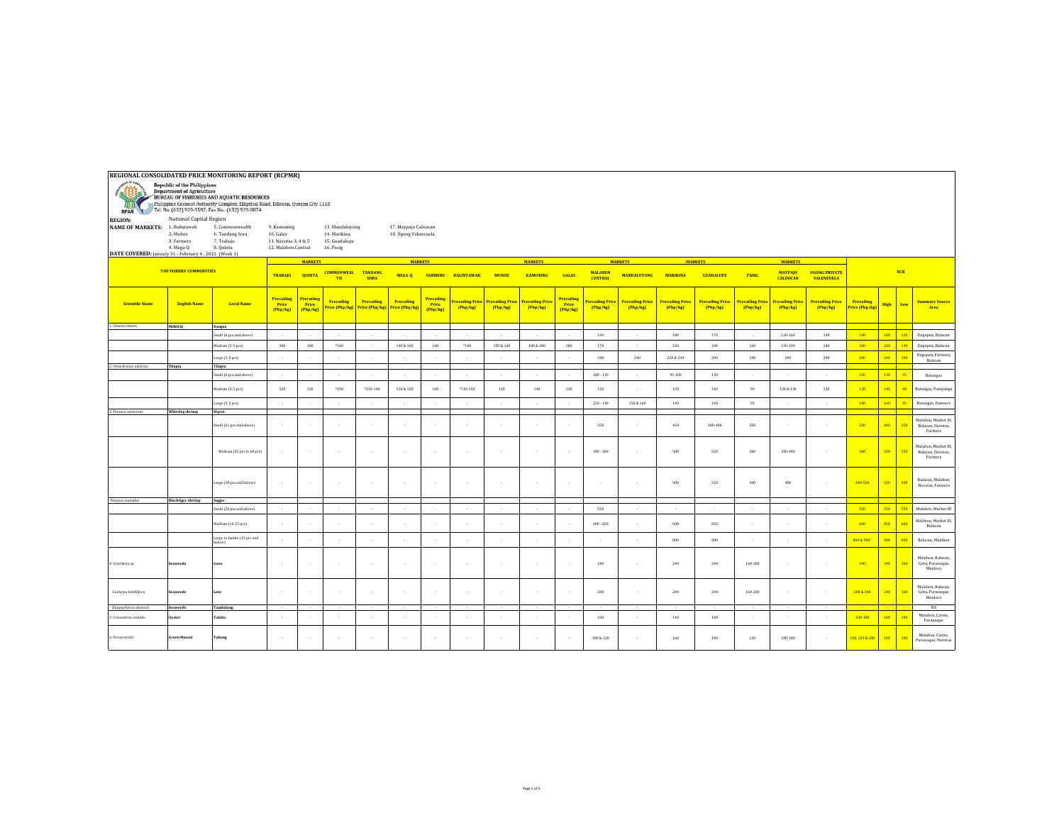# REGIONAL CONSOLIDATED PRICE MONITORING REPORT (RCPMR)

**Republic of the Philippines**
**Department of Agriculture**
**BUREAU OF FISHERIES AND AQUATIC RESOURCES**
Philippine Coconut Authority Complex, Elliptical Road, Diliman, Quezon City 1118
Tel. No. (632) 929-9597; Fax No.: (632) 929-8074

**REGION:** National Capital Region

**NAME OF MARKETS:** 1. Balintawak, 2. Muñoz, 3. Farmers, 4. Mega-Q, 5. Commonwealth, 6. Tandang Sora, 7. Trabajo, 8. Quinta, 9. Kamuning, 10. Galas, 11. Navotas 3, 4 & 5, 12. Malabon Central, 13. Mandaluyong, 14. Marikina, 15. Guadalupe, 16. Pasig, 17. Maypajo Caloocan, 18. Ugong Valenzuela

**DATE COVERED:** January 31 - February 4 , 2022 (Week 1)

All market prices are Prevailing Price (Php/kg).

| Scientific Name | English Name | Local Name | TRABAJO | QUINTA | COMMONWEALTH | TANDANG SORA | MEGA-Q | FARMERS | BALINTAWAK | MUNOZ | KAMUNING | GALAS | MALABON CENTRAL | MANDALUYONG | MARIKINA | GUADALUPE | PASIG | MAYPAJO CALOOCAN | UGONG PRIVATE VALENZUELA | NCR Prevailing Price (Php/kg) | NCR High | NCR Low | Summary Source Area |
|---|---|---|---|---|---|---|---|---|---|---|---|---|---|---|---|---|---|---|---|---|---|---|---|
| 1. Chanos chanos | Milkfish | Bangus | | | | | | | | | | | | | | | | | | | | | |
| | | Small (6 pcs and above) | - | - | - | - | - | - | - | - | - | - | 140 | - | 180 | 170 | - | 120-160 | 140 | 140 | 180 | 120 | Dagupan, Bulacan |
| | | Medium (3-5 pcs) | 180 | 180 | *140 | - | 140 & 160 | 140 | *140 | 150 & 160 | 180 & 200 | 180 | 170 | - | 220 | 180 | 160 | 150-190 | 180 | 180 | 220 | 140 | Dagupan, Bulacan |
| | | Large (1-2 pcs) | - | - | - | - | - | - | - | - | - | - | 180 | 240 | 220 & 240 | 200 | 180 | 200 | 200 | 200 | 240 | 180 | Dagupan, Farmers, Bulacan |
| 2. Oreochromis niloticus | Tilapia | Tilapia | | | | | | | | | | | | | | | | | | | | | |
| | | Small (6 pcs and above) | - | - | - | - | - | - | - | - | - | - | 100 - 110 | - | 95-100 | 130 | - | - | - | 100 | 130 | 95 | Batangas |
| | | Medium (3-5 pcs) | 120 | 120 | *100 | *130-140 | 110 & 120 | 100 | *110-150 | 120 | 140 | 130 | 120 | - | 120 | 140 | 90 | 120 & 130 | 130 | 120 | 140 | 90 | Batangas, Pampanga |
| | | Large (1-2 pcs) | - | - | - | - | - | - | - | - | - | - | 120 - 130 | 150 & 160 | 140 | 140 | 95 | - | - | 140 | 160 | 95 | Batangas, Farmers |
| 3. Penaeus vannamei | Whiteleg shrimp | Hipon | | | | | | | | | | | | | | | | | | | | | |
| | | Small (61 pcs and above) | - | - | - | - | - | - | - | - | - | - | 320 | - | 450 | 380-480 | 320 | - | - | 320 | 480 | 320 | Malabon, Market III, Bulacan, Navotas, Farmers |
| | | Medium (31 pcs to 60 pcs) | - | - | - | - | - | - | - | - | - | - | 340 - 360 | - | 500 | 520 | 360 | 320-440 | - | 360 | 520 | 320 | Malabon, Market III, Bulacan, Navotas, Farmers |
| | | Large (30 pcs and below) | - | - | - | - | - | - | - | - | - | - | - | - | 500 | 520 | 440 | 480 | - | 440-520 | 520 | 440 | Bulacan, Malabon, Navotas, Farmers |
| Penaeus monodon | Blacktiger shrimp | Sugpo | | | | | | | | | | | | | | | | | | | | | |
| | | Small (26 pcs and above) | - | - | - | - | - | - | - | - | - | - | 550 | - | - | - | - | - | - | 550 | 550 | 550 | Malabon, Market III |
| | | Medium (16-25 pcs) | - | - | - | - | - | - | - | - | - | - | 600 - 650 | - | 600 | 850 | - | - | - | 600 | 850 | 600 | Malabon, Market III, Bulacan |
| | | Large to Jumbo (15 pcs and below) | - | - | - | - | - | - | - | - | - | - | - | - | 800 | 900 | - | - | - | 800 & 900 * | 900 | 800 | Bulacan, Malabon |
| 4. Gracilaria sp. | Seaweeds | Guso | - | - | - | - | - | - | - | - | - | - | 180 | - | 240 | 240 | 160-200 | - | - | 240 | 240 | 160 | Malabon, Bulacan, Cebu, Paranaque, Mindoro |
| Caulerpa lentillifera | Seaweeds | Lato | - | - | - | - | - | - | - | - | - | - | 200 | - | 240 | 240 | 160-200 | - | - | 200 & 240 | 240 | 160 | Malabon, Bulacan, Cebu, Paranaque, Mindoro |
| Kappaphycus alvarezii | Seaweeds | Tambalang | - | - | - | - | - | - | - | - | - | - | - | - | - | - | - | - | - | - | - | - | NA |
| 5. Crassostrea iredalie | Oyster | Talaba | - | - | - | - | - | - | - | - | - | - | 100 | - | 140 | 180 | - | - | - | 100-180 | 180 | 100 | Malabon, Cavite, Paranaque |
| 6. Perna viridis | Green Mussel | Tahong | - | - | - | - | - | - | - | - | - | - | 100 & 120 | - | 160 | 180 | 120 | 100-180 | - | 100, 120 & 180 | 180 | 100 | Malabon, Cavite, Paranaque, Navotas |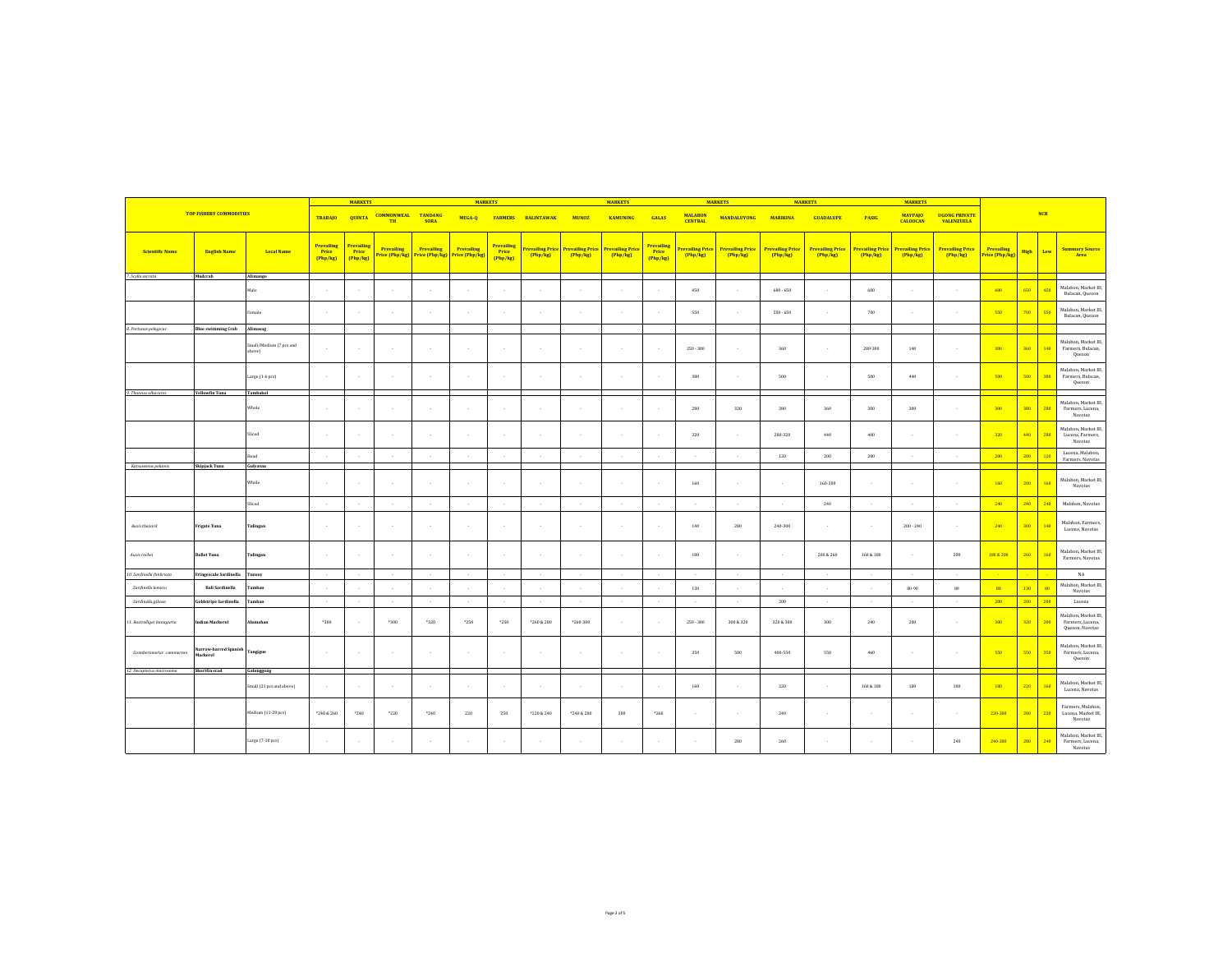| TOP FISHERY COMMODITIES | | | MARKETS | | | | | | | | | | | | | | | | | NCR | | | |
|---|---|---|---|---|---|---|---|---|---|---|---|---|---|---|---|---|---|---|---|---|---|---|---|
| | | | TRABAJO | QUINTA | COMMONWEALTH | TANDANG SORA | MEGA-Q | FARMERS | BALINTAWAK | MUNOZ | KAMUNING | GALAS | MALABON CENTRAL | MANDALUYONG | MARIKINA | GUADALUPE | PASIG | MAYPAJO CALOOCAN | UGONG PRIVATE VALENZUELA | | | | |
| Scientific Name | English Name | Local Name | Prevailing Price (Php/kg) | Prevailing Price (Php/kg) | Prevailing Price (Php/kg) | Prevailing Price (Php/kg) | Prevailing Price (Php/kg) | Prevailing Price (Php/kg) | Prevailing Price (Php/kg) | Prevailing Price (Php/kg) | Prevailing Price (Php/kg) | Prevailing Price (Php/kg) | Prevailing Price (Php/kg) | Prevailing Price (Php/kg) | Prevailing Price (Php/kg) | Prevailing Price (Php/kg) | Prevailing Price (Php/kg) | Prevailing Price (Php/kg) | Prevailing Price (Php/kg) | Prevailing Price (Php/kg) | High | Low | Summary Source Area |
| *7. Scylla serrata* | Mudcrab | Alimango | | | | | | | | | | | | | | | | | | | | | |
| | | Male | - | - | - | - | - | - | - | - | - | - | 450 | - | 600 - 650 | - | 600 | - | - | 600 | 650 | 450 | Malabon, Market III, Bulacan, Quezon |
| | | Female | - | - | - | - | - | - | - | - | - | - | 550 | - | 550 - 650 | - | 700 | - | - | 550 | 700 | 550 | Malabon, Market III, Bulacan, Quezon |
| *8. Portunus pelagicus* | Blue swimming Crab | Alimasag | | | | | | | | | | | | | | | | | | | | | |
| | | Small/Medium (7 pcs and above) | - | - | - | - | - | - | - | - | - | - | 250 - 300 | - | 360 | - | 280-300 | 140 | - | 300 | 360 | 140 | Malabon, Market III, Farmers, Bulacan, Quezon |
| | | Large (1-6 pcs) | - | - | - | - | - | - | - | - | - | - | 300 | - | 500 | - | 500 | 440 | - | 500 | 500 | 300 | Malabon, Market III, Farmers, Bulacan, Quezon |
| *9. Thunnus albacares* | Yellowfin Tuna | Tambakol | | | | | | | | | | | | | | | | | | | | | |
| | | Whole | - | - | - | - | - | - | - | - | - | - | 280 | 320 | 300 | 360 | 300 | 300 | - | 300 | 380 | 280 | Malabon, Market III, Farmers, Lucena, Navotas |
| | | Sliced | - | - | - | - | - | - | - | - | - | - | 320 | - | 280-320 | 440 | 400 | - | - | 320 | 440 | 280 | Malabon, Market III, Lucena, Farmers, Navotas |
| | | Head | - | - | - | - | - | - | - | - | - | - | - | - | 120 | 200 | 200 | - | - | 200 | 200 | 120 | Lucena, Malabon, Farmers, Navotas |
| *Katsuwonus pelamis* | Skipjack Tuna | Gulyasan | | | | | | | | | | | | | | | | | | | | | |
| | | Whole | - | - | - | - | - | - | - | - | - | - | 160 | - | - | 160-200 | - | - | - | 160 | 200 | 160 | Malabon, Market III, Navotas |
| | | Sliced | - | - | - | - | - | - | - | - | - | - | - | - | - | 240 | - | - | - | 240 | 240 | 240 | Malabon, Navotas |
| *Auxis thazard* | Frigate Tuna | Tulingan | - | - | - | - | - | - | - | - | - | - | 140 | 280 | 240-300 | - | - | 200 - 240 | - | 240 | 300 | 140 | Malabon, Farmers, Lucena, Navotas |
| *Auxis rochei* | Bullet Tuna | Tulingan | - | - | - | - | - | - | - | - | - | - | 180 | - | - | 200 & 260 | 160 & 180 | - | 200 | 180 & 200 | 260 | 160 | Malabon, Market III, Farmers, Navotas |
| *10. Sardinella fimbriata* | Fringescale Sardinella | Tunsoy | - | - | - | - | - | - | - | - | - | - | - | - | - | - | - | - | - | - | - | - | NA |
| *Sardinella lemuru* | Bali Sardinella | Tamban | - | - | - | - | - | - | - | - | - | - | 130 | - | - | - | - | 80-90 | 80 | 80 | 130 | 80 | Malabon, Market III, Navotas |
| *Sardinella gibosa* | Goldstripe Sardinella | Tamban | - | - | - | - | - | - | - | - | - | - | - | - | 200 | - | - | - | - | 200 | 200 | 200 | Lucena |
| *11. Rastrelliger kanagurta* | Indian Mackerel | Alumahan | *300 | - | *300 | *320 | *250 | *250 | *260 & 280 | *260-300 | - | - | 250 - 300 | 300 & 320 | 320 & 300 | 300 | 240 | 200 | - | 300 | 320 | 200 | Malabon, Market III, Farmers, Lucena, Quezon, Navotas |
| *Scomberomorus commerson* | Narrow-barred Spanish Mackerel | Tangigue | - | - | - | - | - | - | - | - | - | - | 350 | 500 | 400-550 | 550 | 460 | - | - | 550 | 550 | 350 | Malabon, Market III, Farmers, Lucena, Quezon |
| *12. Decapterus macrosoma* | Shortfin scad | Galunggong | | | | | | | | | | | | | | | | | | | | | |
| | | Small (21 pcs and above) | - | - | - | - | - | - | - | - | - | - | 160 | - | 220 | - | 160 & 180 | 180 | 180 | 180 | 220 | 160 | Malabon, Market III, Lucena, Navotas |
| | | Medium (11-20 pcs) | *240 & 260 | *240 | *220 | *240 | 220 | 250 | *220 & 240 | *240 & 280 | 280 | *260 | - | - | 240 | - | - | - | - | 220-280 | 280 | 220 | Farmers, Malabon, Lucena, Market III, Navotas |
| | | Large (7-10 pcs) | - | - | - | - | - | - | - | - | - | - | - | 280 | 260 | - | - | - | 240 | 240-280 | 280 | 240 | Malabon, Market III, Farmers, Lucena, Navotas |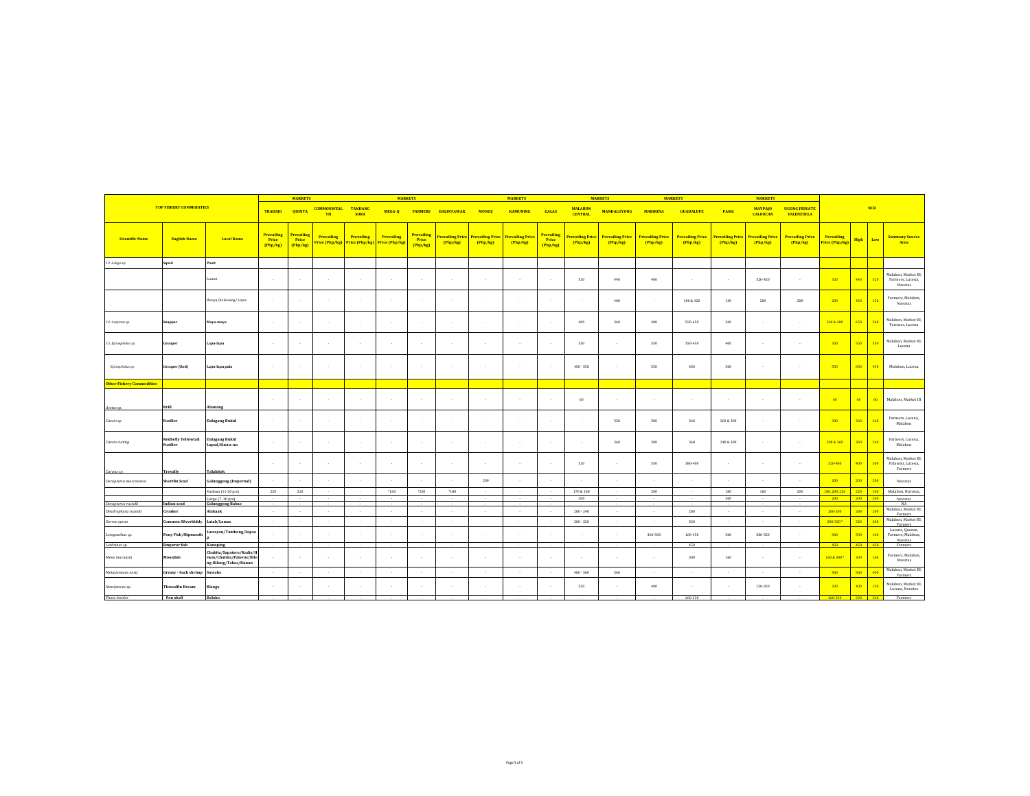| TOP FISHERY COMMODITIES | | | MARKETS | | | | MARKETS | | | | MARKETS | | MARKETS | | MARKETS | | | MARKETS | | NCR | | | |
|---|---|---|---|---|---|---|---|---|---|---|---|---|---|---|---|---|---|---|---|---|---|---|---|
| | | | TRABAJO | QUINTA | COMMONWEALTH | TANDANG SORA | MEGA-Q | FARMERS | BALINTAWAK | MUNOZ | KAMUNING | GALAS | MALABON CENTRAL | MANDALUYONG | MARIKINA | GUADALUPE | PASIG | MAYPAJO CALOOCAN | UGONG PRIVATE VALENZUELA | | | | |
| Scientific Name | English Name | Local Name | Prevailing Price (Php/kg) | Prevailing Price (Php/kg) | Prevailing Price (Php/kg) | Prevailing Price (Php/kg) | Prevailing Price (Php/kg) | Prevailing Price (Php/kg) | Prevailing Price (Php/kg) | Prevailing Price (Php/kg) | Prevailing Price (Php/kg) | Prevailing Price (Php/kg) | Prevailing Price (Php/kg) | Prevailing Price (Php/kg) | Prevailing Price (Php/kg) | Prevailing Price (Php/kg) | Prevailing Price (Php/kg) | Prevailing Price (Php/kg) | Prevailing Price (Php/kg) | Prevailing Price (Php/kg) | High | Low | Summary Source Area |
| *13. Loligo sp.* | Squid | Pusit | | | | | | | | | | | | | | | | | | | | | |
| | | Lumot | - | - | - | - | - | - | - | - | - | - | 320 | 440 | 400 | - | - | 320-420 | - | 320 | 440 | 320 | Malabon, Market III, Farmers, Lucena, Navotas |
| | | Bisaya/Kalawang/ Lapis | - | - | - | - | - | - | - | - | - | - | - | 400 | - | 180 & 420 | 130 | 200 | 200 | 200 | 420 | 130 | Farmers, Malabon, Navotas |
| *14. Lutjanus sp.* | Snapper | Maya-maya | - | - | - | - | - | - | - | - | - | - | 400 | 360 | 400 | 550-650 | 360 | - | - | 360 & 400 | 650 | 360 | Malabon, Market III, Farmers, Lucena |
| *15. Epinephelus sp.* | Grouper | Lapu-lapu | - | - | - | - | - | - | - | - | - | - | 350 | - | 550 | 350-450 | 400 | - | - | 350 | 550 | 350 | Malabon, Market III, Lucena |
| *Epinephelus sp.* | Grouper (Red) | Lapu-lapu pula | - | - | - | - | - | - | - | - | - | - | 450 - 550 | - | 550 | 650 | 500 | - | - | 550 | 650 | 450 | Malabon, Lucena |
| **Other Fishery Commodities** | | | | | | | | | | | | | | | | | | | | | | | |
| *Acetes sp.* | Krill | Alamang | - | - | - | - | - | - | - | - | - | - | 60 | - | - | - | - | - | - | 60 | 60 | 60 | Malabon, Market III |
| *Caesio sp.* | Fusilier | Dalagang Bukid | - | - | - | - | - | - | - | - | - | - | - | 320 | 300 | 360 | 260 & 300 | - | - | 300 | 360 | 260 | Farmers, Lucena, Malabon |
| *Caesio cuning* | Redbelly Yellowtail Fusilier | Dalagang Bukid Lapad/Sinaw-an | - | - | - | - | - | - | - | - | - | - | - | 360 | 300 | 360 | 240 & 300 | - | - | 300 & 360 | 360 | 240 | Farmers, Lucena, Malabon |
| *Caranx sp.* | Trevally | Talakitok | - | - | - | - | - | - | - | - | - | - | 320 | - | 350 | 300-400 | - | - | - | 320-400 | 400 | 300 | Malabon, Market III, Palawan, Lucena, Farmers |
| *Decapterus macrosoma* | Shortfin Scad | Galunggong (Imported) | - | - | - | - | - | - | - | 200 | - | - | - | - | - | - | - | - | - | 200 | 200 | 200 | Navotas |
| | | Medium (11-20 pcs) | 220 | 220 | - | - | *160 | *200 | *180 | - | - | - | 170 & 180 | - | 200 | - | 180 | 160 | 200 | 180, 200, 220 | 220 | 160 | Malabon, Navotas, |
| | | Large (7-10 pcs) | - | - | - | - | - | - | - | - | - | - | 200 | - | - | - | 200 | - | - | 200 | 200 | 200 | Navotas |
| *Decapterus russelli* | Indian scad | Galunggong Babae | - | - | - | - | - | - | - | - | - | - | - | - | - | - | - | - | - | | | | NA |
| *Dendrophysa russelli* | Croaker | Alakaak | - | - | - | - | - | - | - | - | - | - | 200 - 240 | - | - | 280 | - | - | - | 200-280 | 280 | 200 | Malabon, Market III, Farmers |
| *Gerres oyena* | Common Silverbiddy | Latab/Lamas | - | - | - | - | - | - | - | - | - | - | 200 - 220 | - | - | 320 | - | - | - | 200-320* | 320 | 200 | Malabon, Market III, Farmers |
| *Leiognathus sp.* | Pony Fish/Slipmouth | Lawayan/Tambong/Sapsap | - | - | - | - | - | - | - | - | - | - | - | - | 360-500 | 160-450 | 360 | 280-320 | - | 360 | 500 | 160 | Lucena, Quezon, Farmers, Malabon, Navotas |
| *Lethrinus sp.* | Emperor fish | Kanuping | - | - | - | - | - | - | - | - | - | - | - | - | - | 450 | - | - | - | 450 | 450 | 450 | Farmers |
| *Mene maculata* | Moonfish | Chabita/Sapatero/Kadis/Hiwas/Chabita/Pateros/Bilong-Bilong/Tabas/Kunan | - | - | - | - | - | - | - | - | - | - | - | - | - | 300 | 160 | - | - | 160 & 300* | 300 | 160 | Farmers, Malabon, Navotas |
| *Metapenaeus ensis* | Greasy - back shrimp | Suwahe | - | - | - | - | - | - | - | - | - | - | 400 - 560 | 560 | - | - | - | - | - | 560 | 560 | 400 | Malabon, Market III, Farmers |
| *Nemipterus sp.* | Threadfin Breams | Bisugo | - | - | - | - | - | - | - | - | - | - | 320 | - | 400 | - | - | 150-320 | - | 320 | 400 | 150 | Malabon, Market III, Lucena, Navotas |
| *Pinna bicolor* | Pen shell | Baloko | - | - | - | - | - | - | - | - | - | - | - | - | - | 260-320 | - | - | - | 260-320 | 320 | 260 | Farmers |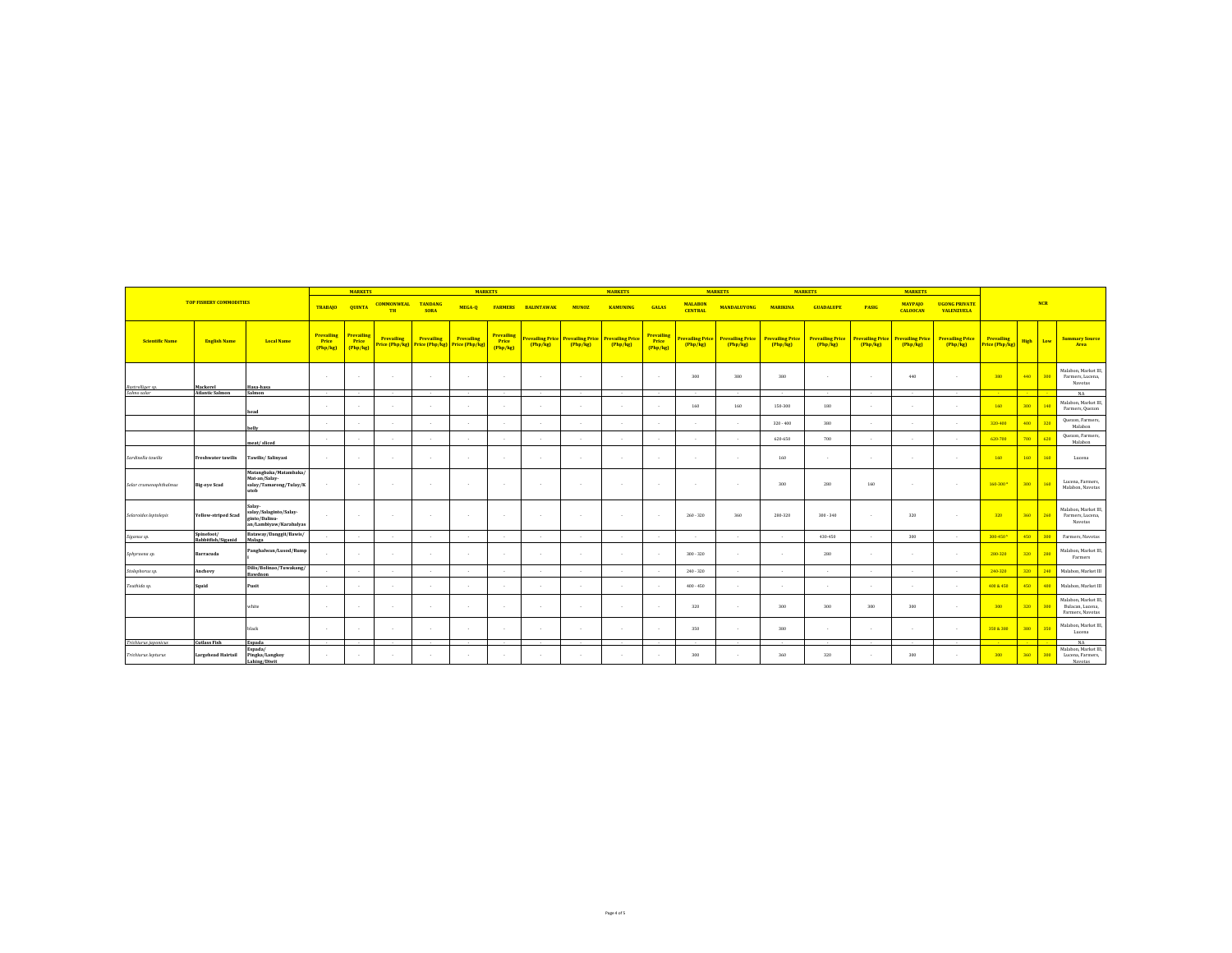| TOP FISHERY COMMODITIES | | | MARKETS | | | | | | | | MARKETS | | | | MARKETS | | | | MARKETS | NCR | | | |
|---|---|---|---|---|---|---|---|---|---|---|---|---|---|---|---|---|---|---|---|---|---|---|---|
| | | | TRABAJO | QUINTA | COMMONWEALTH | TANDANG SORA | MEGA-Q | FARMERS | BALINTAWAK | MUNOZ | KAMUNING | GALAS | MALABON CENTRAL | MANDALUYONG | MARIKINA | GUADALUPE | PASIG | MAYPAJO CALOOCAN | UGONG PRIVATE VALENZUELA | | | | |
| Scientific Name | English Name | Local Name | Prevailing Price (Php/kg) | Prevailing Price (Php/kg) | Prevailing Price (Php/kg) | Prevailing Price (Php/kg) | Prevailing Price (Php/kg) | Prevailing Price (Php/kg) | Prevailing Price (Php/kg) | Prevailing Price (Php/kg) | Prevailing Price (Php/kg) | Prevailing Price (Php/kg) | Prevailing Price (Php/kg) | Prevailing Price (Php/kg) | Prevailing Price (Php/kg) | Prevailing Price (Php/kg) | Prevailing Price (Php/kg) | Prevailing Price (Php/kg) | Prevailing Price (Php/kg) | Prevailing Price (Php/kg) | High | Low | Summary Source Area |
| *Rastrelliger sp.* | Mackerel | Hasa-hasa | - | - | - | - | - | - | - | - | - | - | 300 | 300 | 300 | - | - | 440 | - | 300 | 440 | 300 | Malabon, Market III, Farmers, Lucena, Navotas |
| *Salmo salar* | Atlantic Salmon | Salmon | - | - | - | - | - | - | - | - | - | - | - | - | - | - | - | - | - | - | - | - | NA |
| | | head | - | - | - | - | - | - | - | - | - | - | 160 | 160 | 150-300 | 180 | - | - | - | 160 | 300 | 140 | Malabon, Market III, Farmers, Quezon |
| | | belly | - | - | - | - | - | - | - | - | - | - | - | - | 320 - 400 | 380 | - | - | - | 320-400 | 400 | 320 | Quezon, Farmers, Malabon |
| | | meat/ sliced | - | - | - | - | - | - | - | - | - | - | - | - | 620-650 | 700 | - | - | - | 620-700 | 700 | 620 | Quezon, Farmers, Malabon |
| *Sardinella tawilis* | Freshwater tawilis | Tawilis/ Salinyasi | - | - | - | - | - | - | - | - | - | - | - | - | 160 | - | - | - | - | 160 | 160 | 160 | Lucena |
| *Selar crumenophthalmus* | Big-eye Scad | Matangbaka/Matambaka/ Mat-an/Salay-salay/Tamarong/Tulay/Kutob | - | - | - | - | - | - | - | - | - | - | - | - | 300 | 280 | 160 | - | - | 160-300 * | 300 | 160 | Lucena, Farmers, Malabon, Navotas |
| *Selaroides leptolepis* | Yellow-striped Scad | Salay-salay/Salaginto/Salay-ginto/Dalinu-an/Lambiyaw/Karabalyas | - | - | - | - | - | - | - | - | - | - | 260 - 320 | 360 | 280-320 | 300 - 340 | - | 320 | - | 320 | 360 | 260 | Malabon, Market III, Farmers, Lucena, Navotas |
| *Siganus sp.* | Spinefoot/ Rabbitfish/Siganid | Bataway/Danggit/Bawis/ Malaga | - | - | - | - | - | - | - | - | - | - | - | - | - | 430-450 | - | 300 | - | 300-450 * | 450 | 300 | Farmers, Navotas |
| *Sphyraena sp.* | Barracuda | Panghulwan/Lusod/Rumpi | - | - | - | - | - | - | - | - | - | - | 300 - 320 | - | - | 280 | - | - | - | 280-320 | 320 | 280 | Malabon, Market III, Farmers |
| *Stolephorus sp.* | Anchovy | Dilis/Bolinao/Tuwakang/ Bawdnon | - | - | - | - | - | - | - | - | - | - | 240 - 320 | - | - | - | - | - | - | 240-320 | 320 | 240 | Malabon, Market III |
| *Teuthida sp.* | Squid | Pusit | - | - | - | - | - | - | - | - | - | - | 400 - 450 | - | - | - | - | - | - | 400 & 450 | 450 | 400 | Malabon, Market III |
| | | white | - | - | - | - | - | - | - | - | - | - | 320 | - | 300 | 300 | 300 | 300 | - | 300 | 320 | 300 | Malabon, Market III, Bulacan, Lucena, Farmers, Navotas |
| | | black | - | - | - | - | - | - | - | - | - | - | 350 | - | 300 | - | - | - | - | 350 & 300 | 300 | 350 | Malabon, Market III, Lucena |
| *Trichiurus japonicus* | Cutlass Fish | Espada | - | - | - | - | - | - | - | - | - | - | - | - | - | - | - | - | - | - | - | - | NA |
| *Trichiurus lepturus* | Largehead Hairtail | Espada/ Pingka/Langkoy Lahing/Diwit | - | - | - | - | - | - | - | - | - | - | 300 | - | 360 | 320 | - | 300 | - | 300 | 360 | 300 | Malabon, Market III, Lucena, Farmers, Navotas |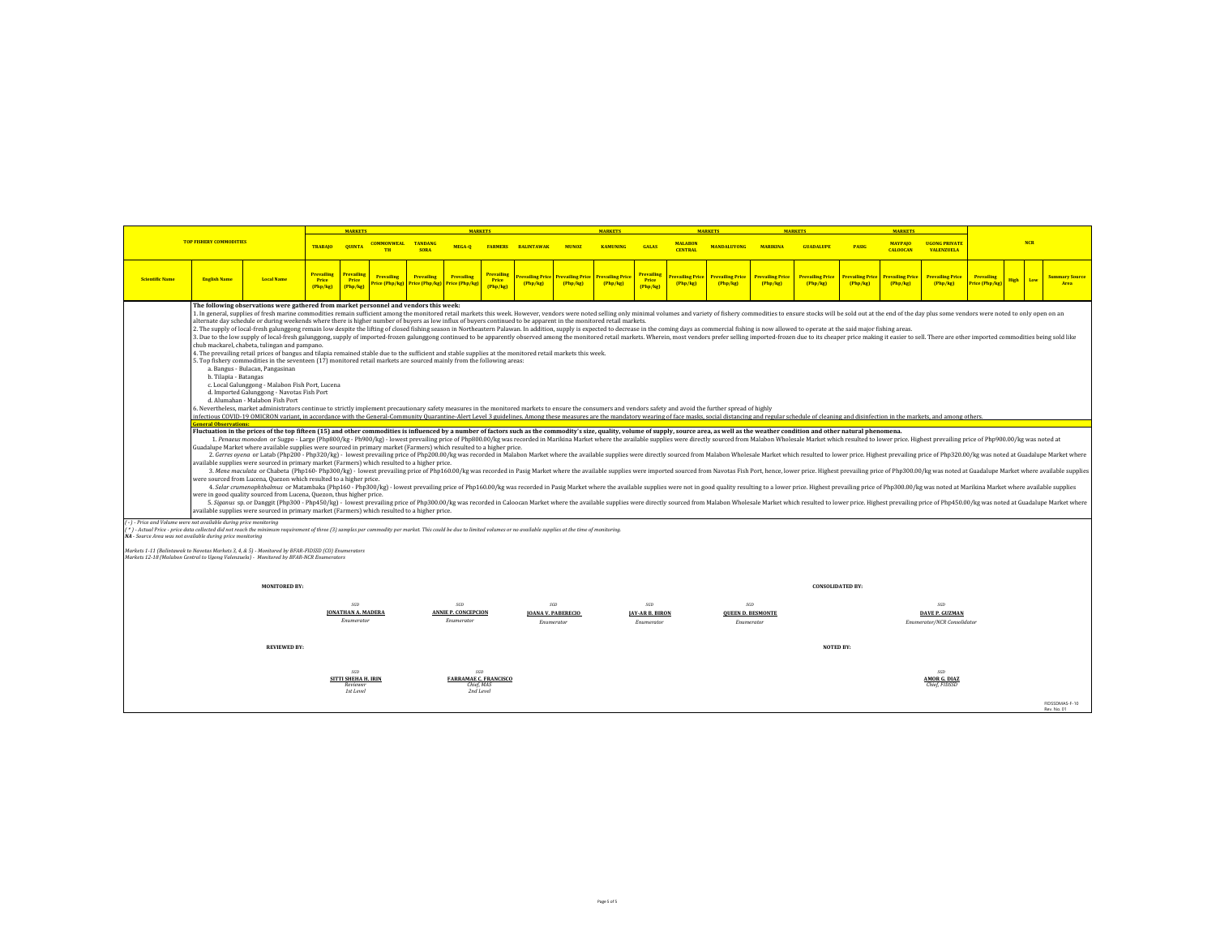| TOP FISHERY COMMODITIES | | | MARKETS | | | | | | | | | | | | | | | | | | NCR | | | |
|---|---|---|---|---|---|---|---|---|---|---|---|---|---|---|---|---|---|---|---|---|---|---|---|---|
| | | | TRABAJO | QUINTA | COMMONWEALTH | TANDANG SORA | MEGA-Q | FARMERS | BALINTAWAK | MUNOZ | KAMUNING | GALAS | MALABON CENTRAL | MANDALUYONG | MARIKINA | GUADALUPE | PASIG | MAYPAJO CALOOCAN | UGONG PRIVATE VALENZUELA | | | | |
| Scientific Name | English Name | Local Name | Prevailing Price (Php/kg) | Prevailing Price (Php/kg) | Prevailing Price (Php/kg) | Prevailing Price (Php/kg) | Prevailing Price (Php/kg) | Prevailing Price (Php/kg) | Prevailing Price (Php/kg) | Prevailing Price (Php/kg) | Prevailing Price (Php/kg) | Prevailing Price (Php/kg) | Prevailing Price (Php/kg) | Prevailing Price (Php/kg) | Prevailing Price (Php/kg) | Prevailing Price (Php/kg) | Prevailing Price (Php/kg) | Prevailing Price (Php/kg) | Prevailing Price (Php/kg) | Prevailing Price (Php/kg) | High | Low | Summary Source Area |

**The following observations were gathered from market personnel and vendors this week:**

1. In general, supplies of fresh marine commodities remain sufficient among the monitored retail markets this week. However, vendors were noted selling only minimal volumes and variety of fishery commodities to ensure stocks will be sold out at the end of the day plus some vendors were noted to only open on an alternate day schedule or during weekends where there is higher number of buyers as low influx of buyers continued to be apparent in the monitored retail markets.
2. The supply of local-fresh galunggong remain low despite the lifting of closed fishing season in Northeastern Palawan. In addition, supply is expected to decrease in the coming days as commercial fishing is now allowed to operate at the said major fishing areas.
3. Due to the low supply of local-fresh galunggong, supply of imported-frozen galunggong continued to be apparently observed among the monitored retail markets. Wherein, most vendors prefer selling imported-frozen due to its cheaper price making it easier to sell. There are other imported commodities being sold like chub mackarel, chabeta, tulingan and pampano.
4. The prevailing retail prices of bangus and tilapia remained stable due to the sufficient and stable supplies at the monitored retail markets this week.
5. Top fishery commodities in the seventeen (17) monitored retail markets are sourced mainly from the following areas:
   a. Bangus - Bulacan, Pangasinan
   b. Tilapia - Batangas
   c. Local Galunggong - Malabon Fish Port, Lucena
   d. Imported Galunggong - Navotas Fish Port
   d. Alumahan - Malabon Fish Port
6. Nevertheless, market administrators continue to strictly implement precautionary safety measures in the monitored markets to ensure the consumers and vendors safety and avoid the further spread of highly infectious COVID-19 OMICRON variant, in accordance with the General-Community Quarantine-Alert Level 3 guidelines. Among these measures are the mandatory wearing of face masks, social distancing and regular schedule of cleaning and disinfection in the markets, and among others.

**General Observations:**

**Fluctuation in the prices of the top fifteen (15) and other commodities is influenced by a number of factors such as the commodity's size, quality, volume of supply, source area, as well as the weather condition and other natural phenomena.**

1. *Penaeus monodon* or Sugpo - Large (Php800/kg - Ph900/kg) - lowest prevailing price of Php800.00/kg was recorded in Marikina Market where the available supplies were directly sourced from Malabon Wholesale Market which resulted to lower price. Highest prevailing price of Php900.00/kg was noted at Guadalupe Market where available supplies were sourced in primary market (Farmers) which resulted to a higher price.
2. *Gerres oyena* or Latab (Php200 - Php320/kg) - lowest prevailing price of Php200.00/kg was recorded in Malabon Market where the available supplies were directly sourced from Malabon Wholesale Market which resulted to lower price. Highest prevailing price of Php320.00/kg was noted at Guadalupe Market where available supplies were sourced in primary market (Farmers) which resulted to a higher price.
3. *Mene maculata* or Chabeta (Php160- Php300/kg) - lowest prevailing price of Php160.00/kg was recorded in Pasig Market where the available supplies were imported sourced from Navotas Fish Port, hence, lower price. Highest prevailing price of Php300.00/kg was noted at Guadalupe Market where available supplies were sourced from Lucena, Quezon which resulted to a higher price.
4. *Selar crumenophthalmus* or Matambaka (Php160 - Php300/kg) - lowest prevailing price of Php160.00/kg was recorded in Pasig Market where the available supplies were not in good quality resulting to a lower price. Highest prevailing price of Php300.00/kg was noted at Marikina Market where available supplies were in good quality sourced from Lucena, Quezon, thus higher price.
5. *Siganus* sp. or Danggit (Php300 - Php450/kg) - lowest prevailing price of Php300.00/kg was recorded in Caloocan Market where the available supplies were directly sourced from Malabon Wholesale Market which resulted to lower price. Highest prevailing price of Php450.00/kg was noted at Guadalupe Market where available supplies were sourced in primary market (Farmers) which resulted to a higher price.

*( - ) - Price and Volume were not available during price monitoring*
*( \* ) - Actual Price - price data collected did not reach the minimum requirement of three (3) samples per commodity per market. This could be due to limited volumes or no available supplies at the time of monitoring.*
***NA** - Source Area was not available during price monitoring*

*Markets 1-11 (Balintawak to Navotas Markets 3, 4, & 5) - Monitored by BFAR-FIDSSD (CO) Enumerators*
*Markets 12-18 (Malabon Central to Ugong Valenzuela) - Monitored by BFAR-NCR Enumerators*

**MONITORED BY:**

SGD **JONATHAN A. MADERA** — Enumerator
SGD **ANNIE P. CONCEPCION** — Enumerator
SGD **JOANA V. PABERECIO** — Enumerator
SGD **JAY-AR B. BIRON** — Enumerator
SGD **QUEEN D. BESMONTE** — Enumerator

**CONSOLIDATED BY:**

SGD **DAVE P. GUZMAN** — Enumerator/NCR Consolidator

**REVIEWED BY:**

SGD **SITTI SHEHA H. IRIN** — Reviewer, 1st Level
SGD **FARRAMAE C. FRANCISCO** — Chief, MAS, 2nd Level

**NOTED BY:**

SGD **AMOR G. DIAZ** — Chief, FIDSSD

FIDSSDMAS-F-10
Rev. No. 01